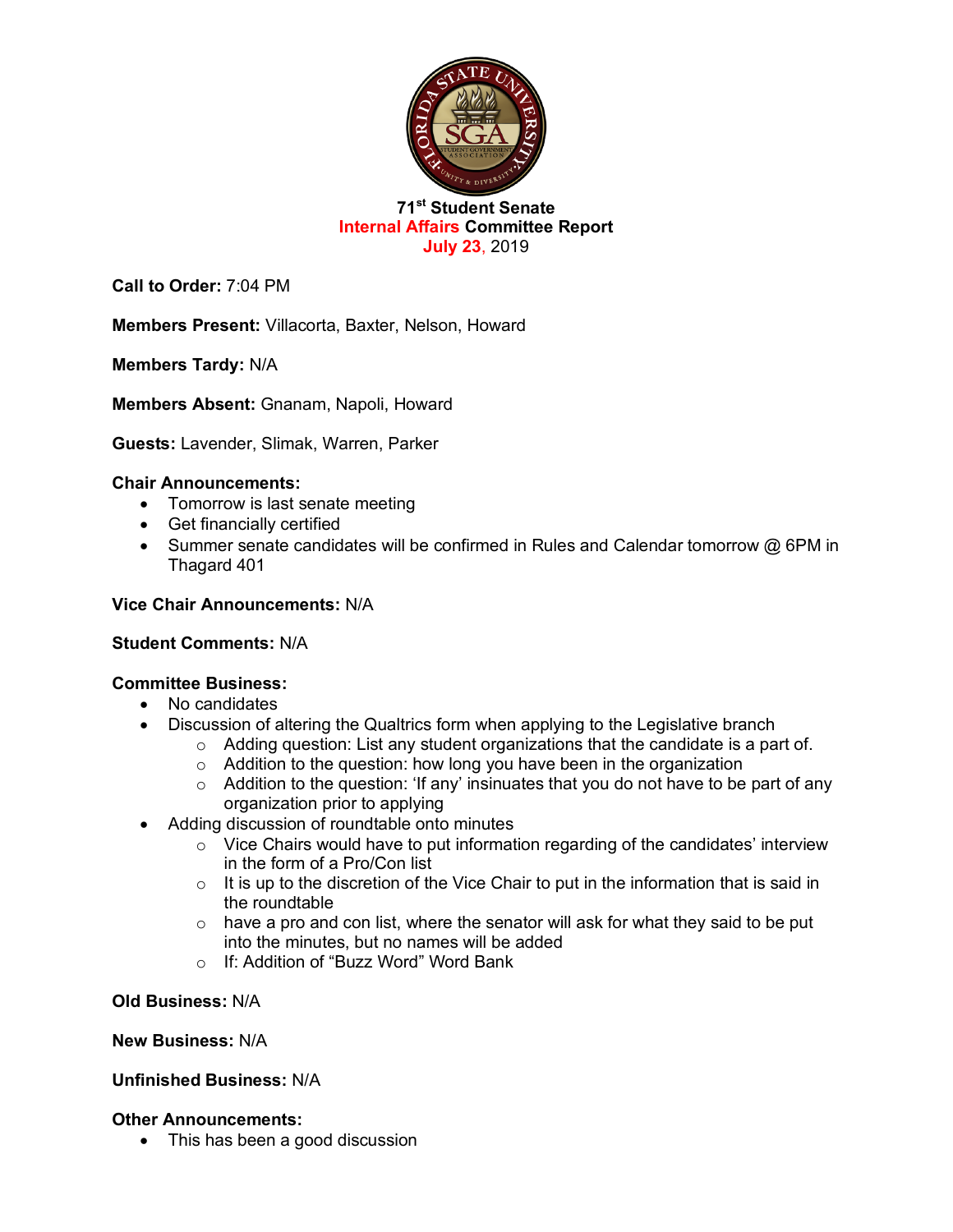**71st Student Senate**
**Internal Affairs Committee Report**
**July 23, 2019**

**Call to Order:** 7:04 PM

**Members Present:** Villacorta, Baxter, Nelson, Howard

**Members Tardy:** N/A

**Members Absent:** Gnanam, Napoli, Howard

**Guests:** Lavender, Slimak, Warren, Parker

**Chair Announcements:**

- Tomorrow is last senate meeting
- Get financially certified
- Summer senate candidates will be confirmed in Rules and Calendar tomorrow @ 6PM in Thagard 401

**Vice Chair Announcements:** N/A

**Student Comments:** N/A

**Committee Business:**

- No candidates
- Discussion of altering the Qualtrics form when applying to the Legislative branch
  - Adding question: List any student organizations that the candidate is a part of.
  - Addition to the question: how long you have been in the organization
  - Addition to the question: 'If any' insinuates that you do not have to be part of any organization prior to applying
- Adding discussion of roundtable onto minutes
  - Vice Chairs would have to put information regarding of the candidates' interview in the form of a Pro/Con list
  - It is up to the discretion of the Vice Chair to put in the information that is said in the roundtable
  - have a pro and con list, where the senator will ask for what they said to be put into the minutes, but no names will be added
  - If: Addition of "Buzz Word" Word Bank

**Old Business:** N/A

**New Business:** N/A

**Unfinished Business:** N/A

**Other Announcements:**

- This has been a good discussion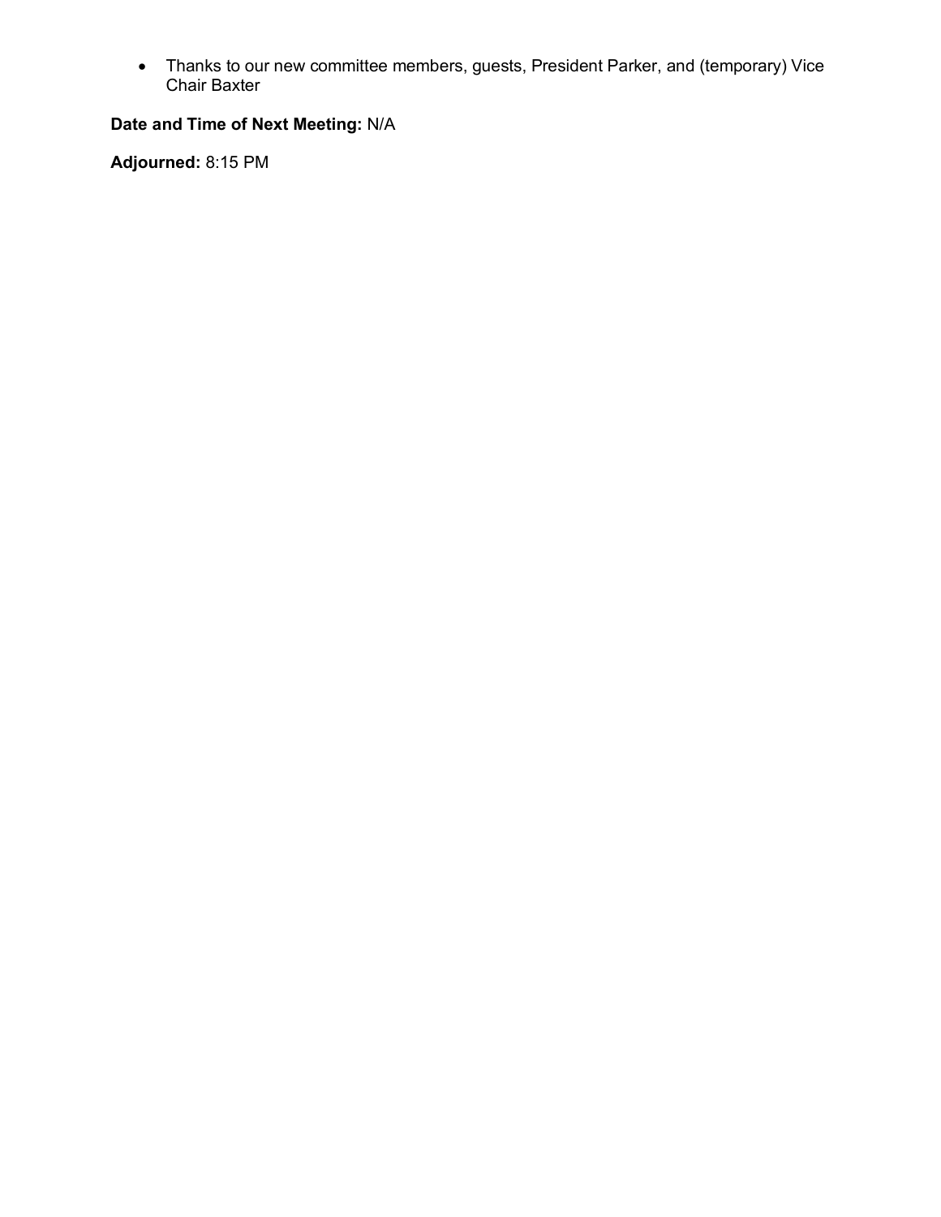- Thanks to our new committee members, guests, President Parker, and (temporary) Vice Chair Baxter

**Date and Time of Next Meeting:** N/A

**Adjourned:** 8:15 PM